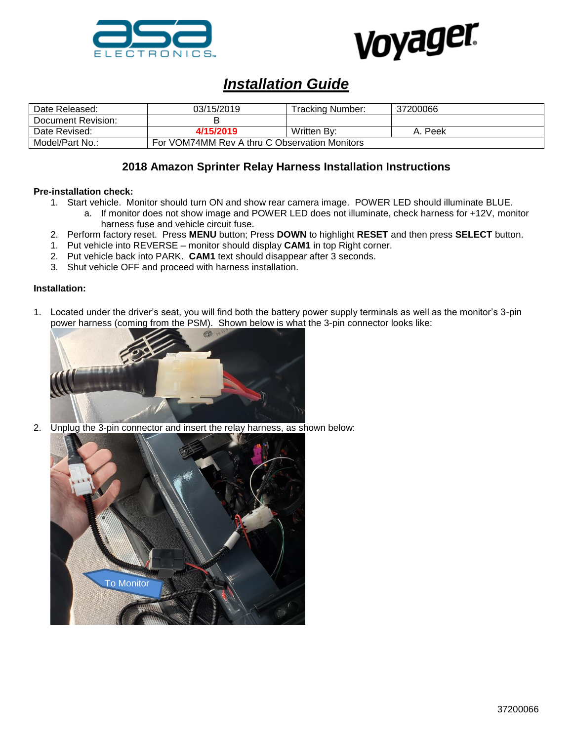# Installation Guide

| Date Released: | 03/15/2019 | Tracking Number: | 37200066 |
|---|---|---|---|
| Document Revision: | B | | |
| Date Revised: | **4/15/2019** | Written By: | A. Peek |
| Model/Part No.: | For VOM74MM Rev A thru C Observation Monitors | | |

## 2018 Amazon Sprinter Relay Harness Installation Instructions

**Pre-installation check:**

1. Start vehicle. Monitor should turn ON and show rear camera image. POWER LED should illuminate BLUE.
   a. If monitor does not show image and POWER LED does not illuminate, check harness for +12V, monitor harness fuse and vehicle circuit fuse.
2. Perform factory reset. Press **MENU** button; Press **DOWN** to highlight **RESET** and then press **SELECT** button.
1. Put vehicle into REVERSE – monitor should display **CAM1** in top Right corner.
2. Put vehicle back into PARK. **CAM1** text should disappear after 3 seconds.
3. Shut vehicle OFF and proceed with harness installation.

**Installation:**

1. Located under the driver's seat, you will find both the battery power supply terminals as well as the monitor's 3-pin power harness (coming from the PSM). Shown below is what the 3-pin connector looks like:
2. Unplug the 3-pin connector and insert the relay harness, as shown below:

To Monitor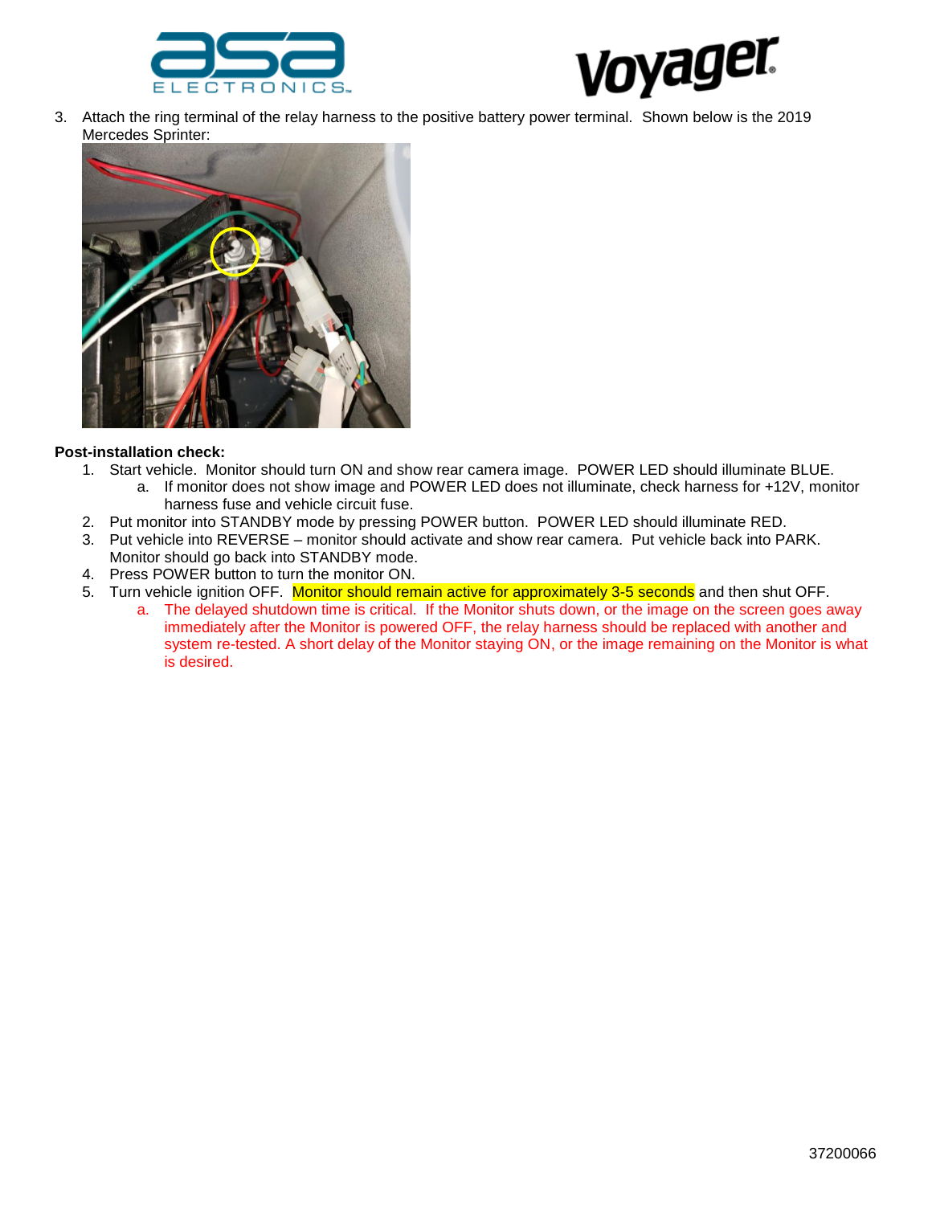3. Attach the ring terminal of the relay harness to the positive battery power terminal. Shown below is the 2019 Mercedes Sprinter:

**Post-installation check:**

1. Start vehicle. Monitor should turn ON and show rear camera image. POWER LED should illuminate BLUE.
   a. If monitor does not show image and POWER LED does not illuminate, check harness for +12V, monitor harness fuse and vehicle circuit fuse.
2. Put monitor into STANDBY mode by pressing POWER button. POWER LED should illuminate RED.
3. Put vehicle into REVERSE – monitor should activate and show rear camera. Put vehicle back into PARK. Monitor should go back into STANDBY mode.
4. Press POWER button to turn the monitor ON.
5. Turn vehicle ignition OFF. Monitor should remain active for approximately 3-5 seconds and then shut OFF.
   a. The delayed shutdown time is critical. If the Monitor shuts down, or the image on the screen goes away immediately after the Monitor is powered OFF, the relay harness should be replaced with another and system re-tested. A short delay of the Monitor staying ON, or the image remaining on the Monitor is what is desired.

37200066